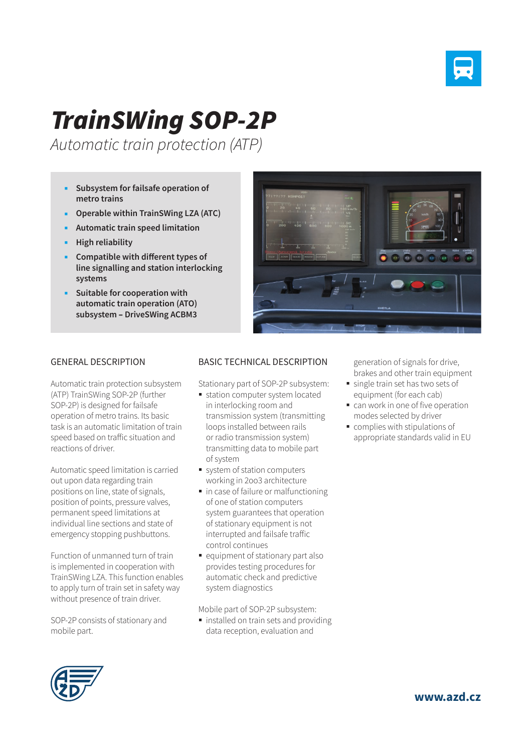# TrainSWing SOP-2P

*Automatic train protection (ATP)*

- **Subsystem for failsafe operation of metro trains**
- **Operable within TrainSWing LZA (ATC)**
- **Automatic train speed limitation**
- **High reliability**
- **Compatible with different types of line signalling and station interlocking systems**
- **Suitable for cooperation with automatic train operation (ATO) subsystem – DriveSWing ACBM3**

## GENERAL DESCRIPTION

Automatic train protection subsystem (ATP) TrainSWing SOP-2P (further SOP-2P) is designed for failsafe operation of metro trains. Its basic task is an automatic limitation of train speed based on traffic situation and reactions of driver.

Automatic speed limitation is carried out upon data regarding train positions on line, state of signals, position of points, pressure valves, permanent speed limitations at individual line sections and state of emergency stopping pushbuttons.

Function of unmanned turn of train is implemented in cooperation with TrainSWing LZA. This function enables to apply turn of train set in safety way without presence of train driver.

SOP-2P consists of stationary and mobile part.

## BASIC TECHNICAL DESCRIPTION

Stationary part of SOP-2P subsystem:

- station computer system located in interlocking room and transmission system (transmitting loops installed between rails or radio transmission system) transmitting data to mobile part of system
- system of station computers working in 2oo3 architecture
- in case of failure or malfunctioning of one of station computers system guarantees that operation of stationary equipment is not interrupted and failsafe traffic control continues
- equipment of stationary part also provides testing procedures for automatic check and predictive system diagnostics

Mobile part of SOP-2P subsystem:

- installed on train sets and providing data reception, evaluation and generation of signals for drive, brakes and other train equipment
- single train set has two sets of equipment (for each cab)
- can work in one of five operation modes selected by driver
- complies with stipulations of appropriate standards valid in EU

**www.azd.cz**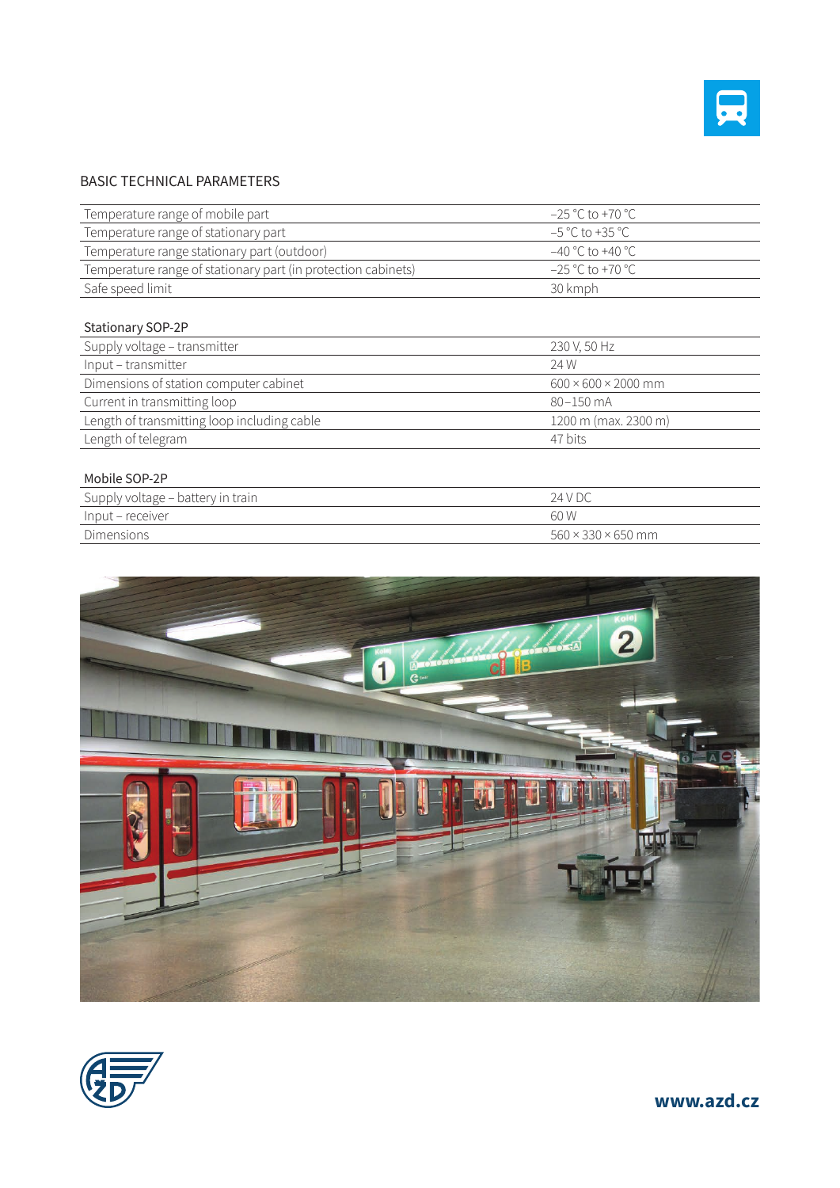## BASIC TECHNICAL PARAMETERS

| | |
|---|---|
| Temperature range of mobile part | −25 °C to +70 °C |
| Temperature range of stationary part | −5 °C to +35 °C |
| Temperature range stationary part (outdoor) | −40 °C to +40 °C |
| Temperature range of stationary part (in protection cabinets) | −25 °C to +70 °C |
| Safe speed limit | 30 kmph |

### Stationary SOP-2P

| | |
|---|---|
| Supply voltage – transmitter | 230 V, 50 Hz |
| Input – transmitter | 24 W |
| Dimensions of station computer cabinet | 600 × 600 × 2000 mm |
| Current in transmitting loop | 80–150 mA |
| Length of transmitting loop including cable | 1200 m (max. 2300 m) |
| Length of telegram | 47 bits |

### Mobile SOP-2P

| | |
|---|---|
| Supply voltage – battery in train | 24 V DC |
| Input – receiver | 60 W |
| Dimensions | 560 × 330 × 650 mm |

www.azd.cz